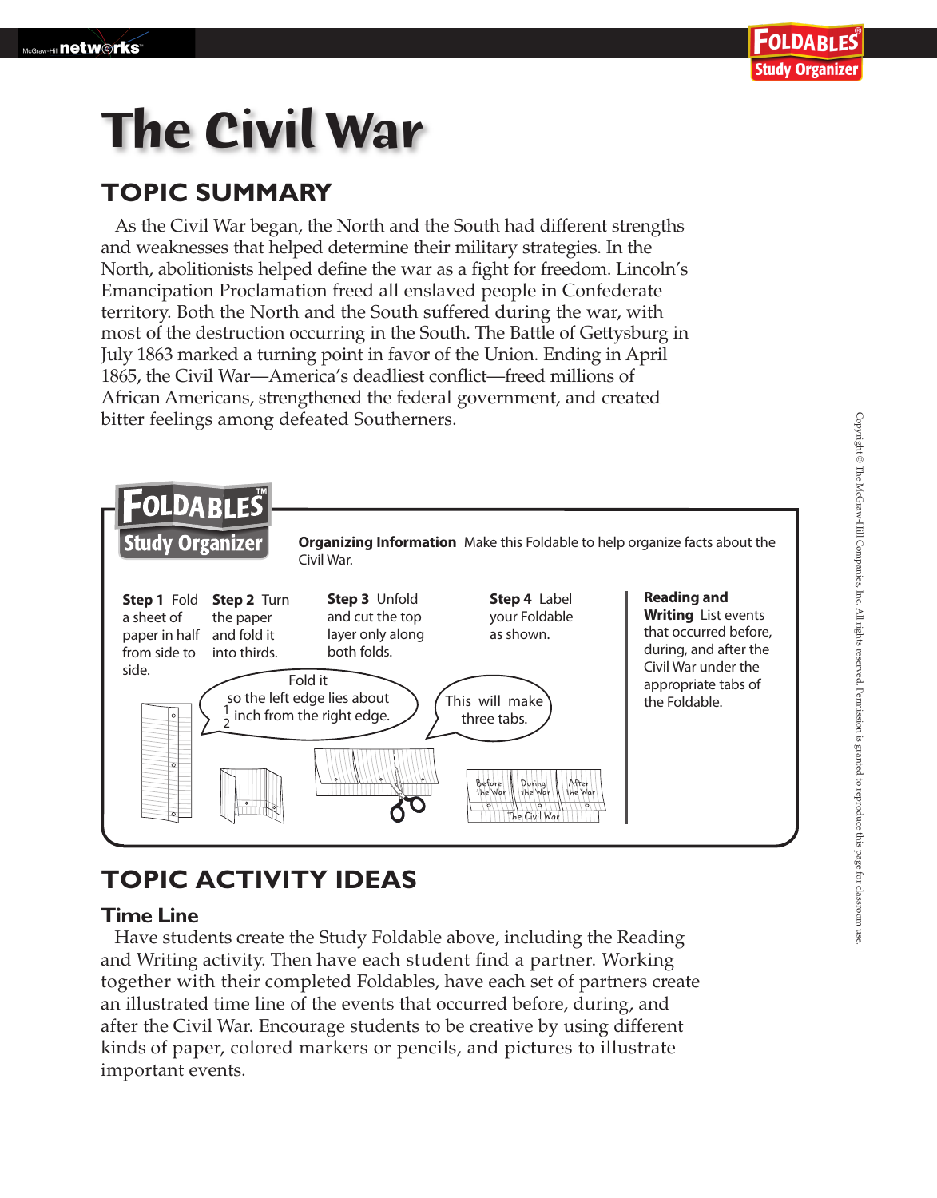# The Civil War

## TOPIC SUMMARY

As the Civil War began, the North and the South had different strengths and weaknesses that helped determine their military strategies. In the North, abolitionists helped define the war as a fight for freedom. Lincoln's Emancipation Proclamation freed all enslaved people in Confederate territory. Both the North and the South suffered during the war, with most of the destruction occurring in the South. The Battle of Gettysburg in July 1863 marked a turning point in favor of the Union. Ending in April 1865, the Civil War—America's deadliest conflict—freed millions of African Americans, strengthened the federal government, and created bitter feelings among defeated Southerners.

## FOLDABLES Study Organizer

**Organizing Information** Make this Foldable to help organize facts about the Civil War.

**Step 1** Fold a sheet of paper in half from side to side.

**Step 2** Turn the paper and fold it into thirds.

Fold it so the left edge lies about $\frac{1}{2}$ inch from the right edge.

**Step 3** Unfold and cut the top layer only along both folds.

This will make three tabs.

**Step 4** Label your Foldable as shown.

Before the War | During the War | After the War — The Civil War

**Reading and Writing** List events that occurred before, during, and after the Civil War under the appropriate tabs of the Foldable.

## TOPIC ACTIVITY IDEAS

### Time Line

Have students create the Study Foldable above, including the Reading and Writing activity. Then have each student find a partner. Working together with their completed Foldables, have each set of partners create an illustrated time line of the events that occurred before, during, and after the Civil War. Encourage students to be creative by using different kinds of paper, colored markers or pencils, and pictures to illustrate important events.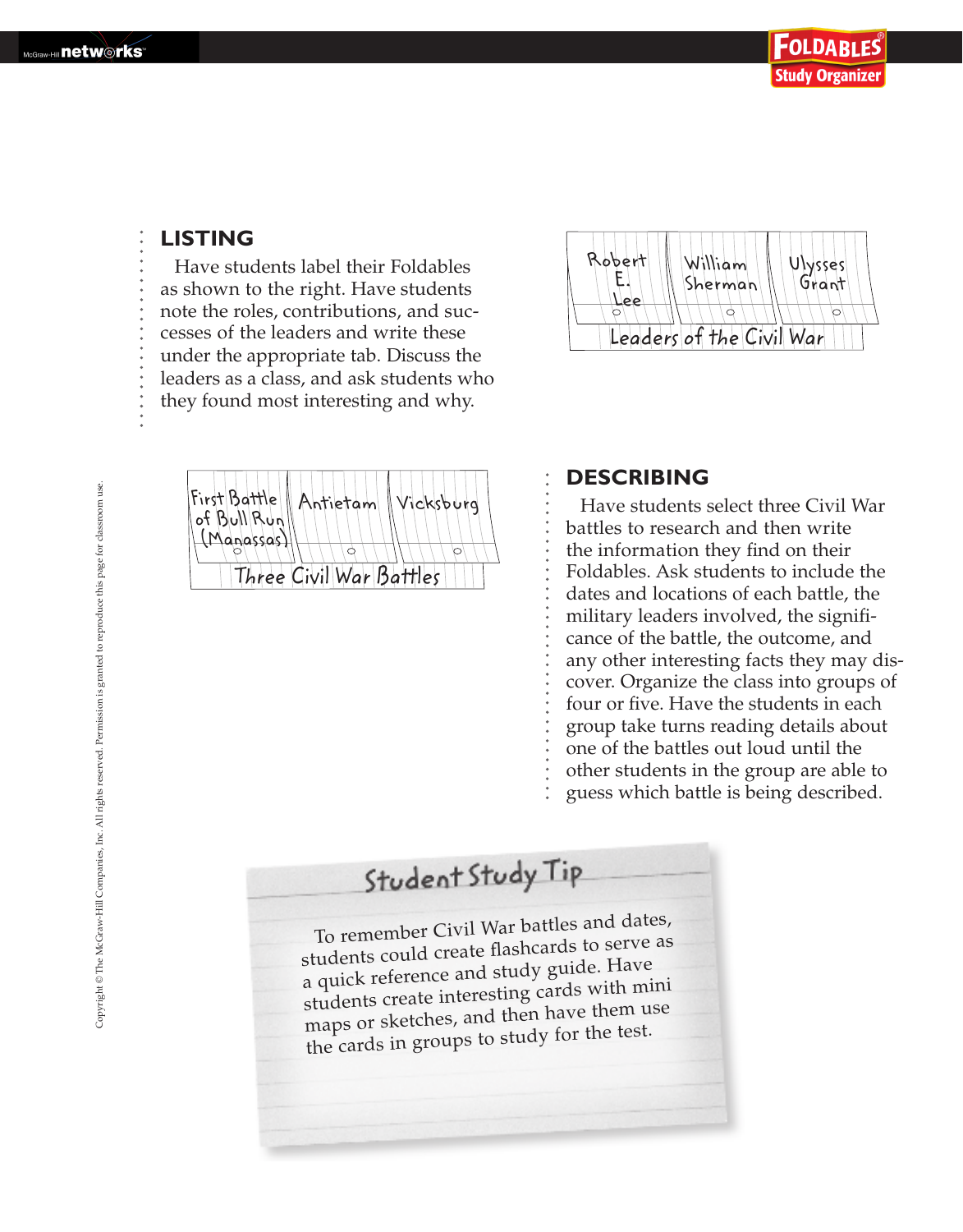## LISTING

Have students label their Foldables as shown to the right. Have students note the roles, contributions, and successes of the leaders and write these under the appropriate tab. Discuss the leaders as a class, and ask students who they found most interesting and why.

Robert E. Lee | William Sherman | Ulysses Grant

Leaders of the Civil War

First Battle of Bull Run (Manassas) | Antietam | Vicksburg

Three Civil War Battles

## DESCRIBING

Have students select three Civil War battles to research and then write the information they find on their Foldables. Ask students to include the dates and locations of each battle, the military leaders involved, the significance of the battle, the outcome, and any other interesting facts they may discover. Organize the class into groups of four or five. Have the students in each group take turns reading details about one of the battles out loud until the other students in the group are able to guess which battle is being described.

### Student Study Tip

To remember Civil War battles and dates, students could create flashcards to serve as a quick reference and study guide. Have students create interesting cards with mini maps or sketches, and then have them use the cards in groups to study for the test.